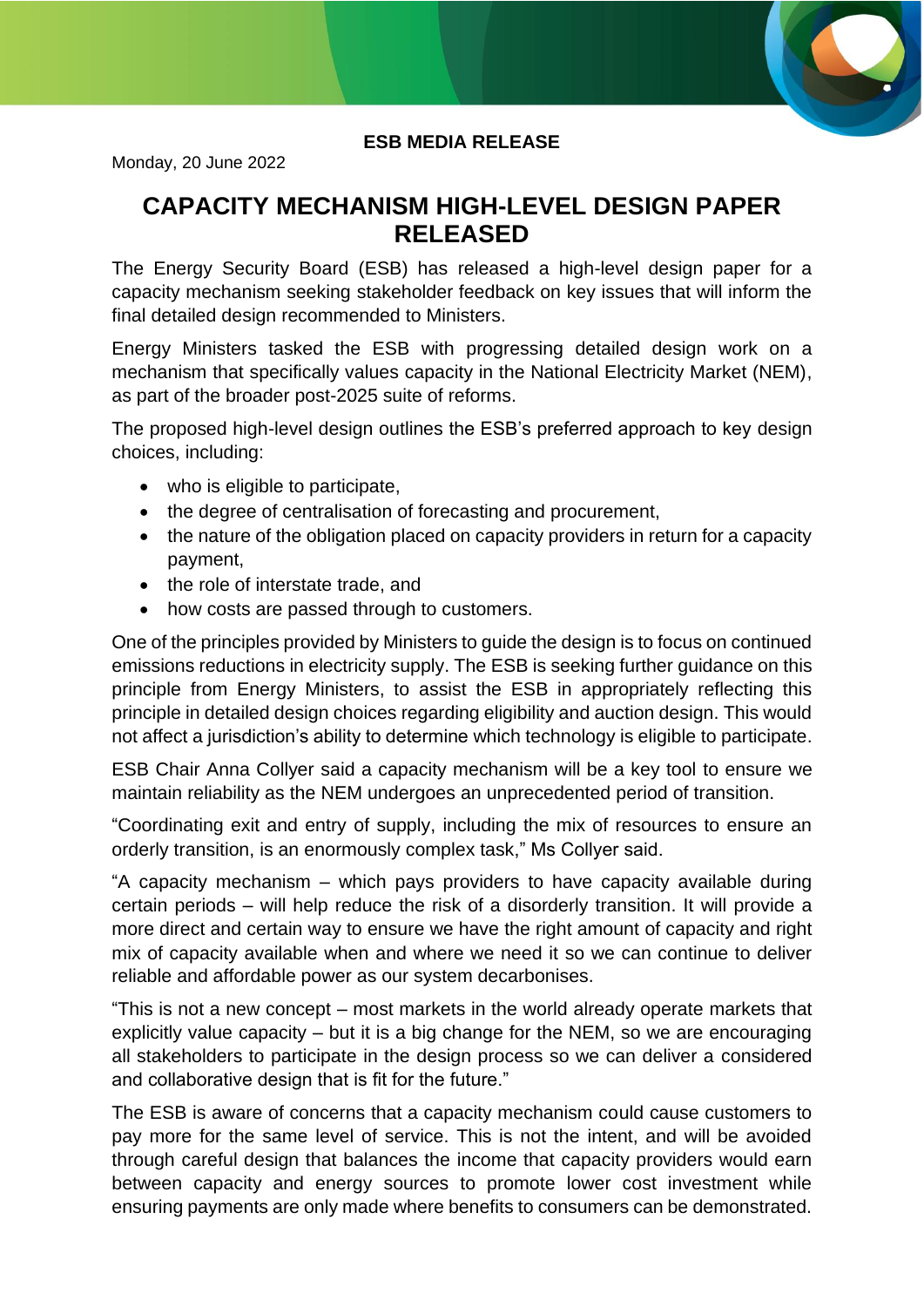**ESB MEDIA RELEASE**

Monday, 20 June 2022

# CAPACITY MECHANISM HIGH-LEVEL DESIGN PAPER RELEASED

The Energy Security Board (ESB) has released a high-level design paper for a capacity mechanism seeking stakeholder feedback on key issues that will inform the final detailed design recommended to Ministers.

Energy Ministers tasked the ESB with progressing detailed design work on a mechanism that specifically values capacity in the National Electricity Market (NEM), as part of the broader post-2025 suite of reforms.

The proposed high-level design outlines the ESB's preferred approach to key design choices, including:

- who is eligible to participate,
- the degree of centralisation of forecasting and procurement,
- the nature of the obligation placed on capacity providers in return for a capacity payment,
- the role of interstate trade, and
- how costs are passed through to customers.

One of the principles provided by Ministers to guide the design is to focus on continued emissions reductions in electricity supply. The ESB is seeking further guidance on this principle from Energy Ministers, to assist the ESB in appropriately reflecting this principle in detailed design choices regarding eligibility and auction design. This would not affect a jurisdiction's ability to determine which technology is eligible to participate.

ESB Chair Anna Collyer said a capacity mechanism will be a key tool to ensure we maintain reliability as the NEM undergoes an unprecedented period of transition.

"Coordinating exit and entry of supply, including the mix of resources to ensure an orderly transition, is an enormously complex task," Ms Collyer said.

"A capacity mechanism – which pays providers to have capacity available during certain periods – will help reduce the risk of a disorderly transition. It will provide a more direct and certain way to ensure we have the right amount of capacity and right mix of capacity available when and where we need it so we can continue to deliver reliable and affordable power as our system decarbonises.

"This is not a new concept – most markets in the world already operate markets that explicitly value capacity – but it is a big change for the NEM, so we are encouraging all stakeholders to participate in the design process so we can deliver a considered and collaborative design that is fit for the future."

The ESB is aware of concerns that a capacity mechanism could cause customers to pay more for the same level of service. This is not the intent, and will be avoided through careful design that balances the income that capacity providers would earn between capacity and energy sources to promote lower cost investment while ensuring payments are only made where benefits to consumers can be demonstrated.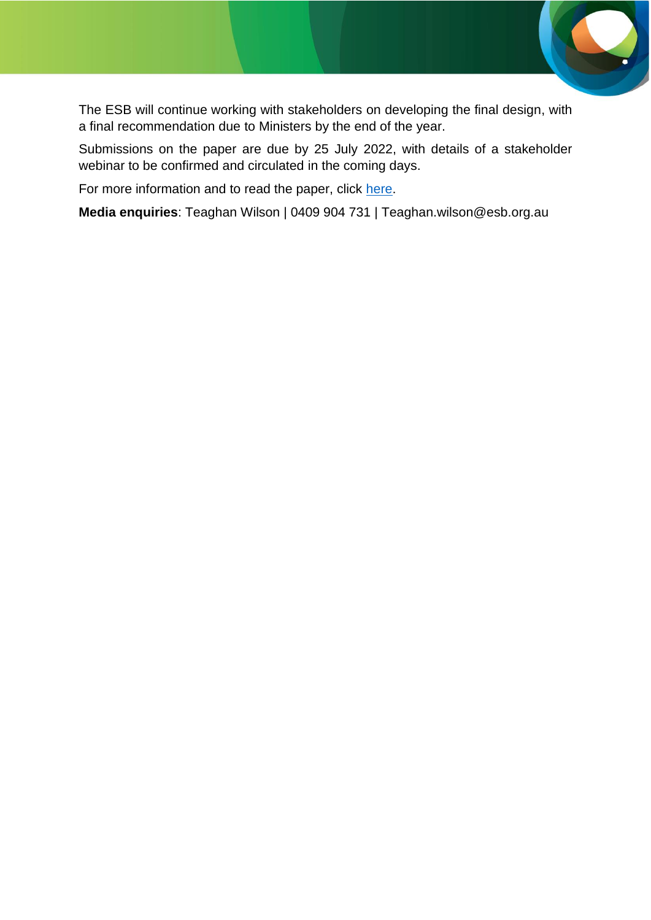The ESB will continue working with stakeholders on developing the final design, with a final recommendation due to Ministers by the end of the year.

Submissions on the paper are due by 25 July 2022, with details of a stakeholder webinar to be confirmed and circulated in the coming days.

For more information and to read the paper, click here.

**Media enquiries**: Teaghan Wilson | 0409 904 731 | Teaghan.wilson@esb.org.au